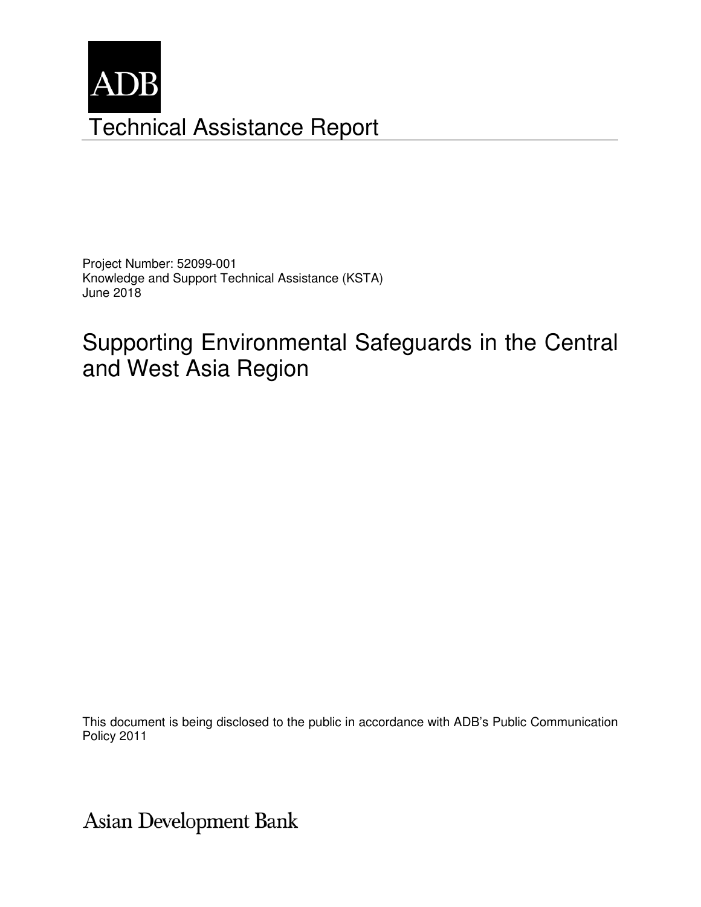ADB

# Technical Assistance Report

Project Number: 52099-001
Knowledge and Support Technical Assistance (KSTA)
June 2018

## Supporting Environmental Safeguards in the Central and West Asia Region

This document is being disclosed to the public in accordance with ADB's Public Communication Policy 2011

Asian Development Bank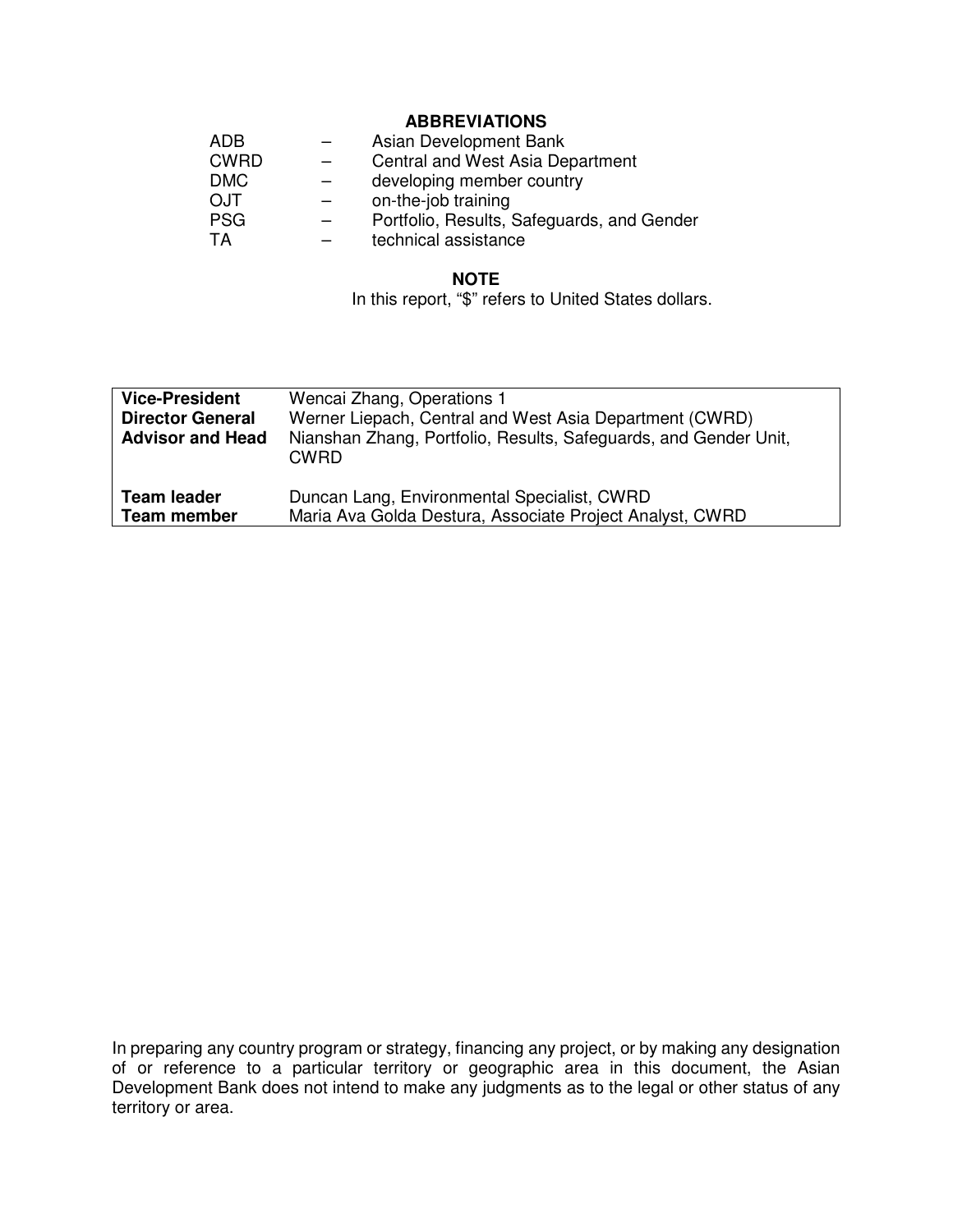## ABBREVIATIONS

| | | |
|---|---|---|
| ADB | – | Asian Development Bank |
| CWRD | – | Central and West Asia Department |
| DMC | – | developing member country |
| OJT | – | on-the-job training |
| PSG | – | Portfolio, Results, Safeguards, and Gender |
| TA | – | technical assistance |

## NOTE

In this report, "$" refers to United States dollars.

| | |
|---|---|
| **Vice-President** | Wencai Zhang, Operations 1 |
| **Director General** | Werner Liepach, Central and West Asia Department (CWRD) |
| **Advisor and Head** | Nianshan Zhang, Portfolio, Results, Safeguards, and Gender Unit, CWRD |
| **Team leader** | Duncan Lang, Environmental Specialist, CWRD |
| **Team member** | Maria Ava Golda Destura, Associate Project Analyst, CWRD |

In preparing any country program or strategy, financing any project, or by making any designation of or reference to a particular territory or geographic area in this document, the Asian Development Bank does not intend to make any judgments as to the legal or other status of any territory or area.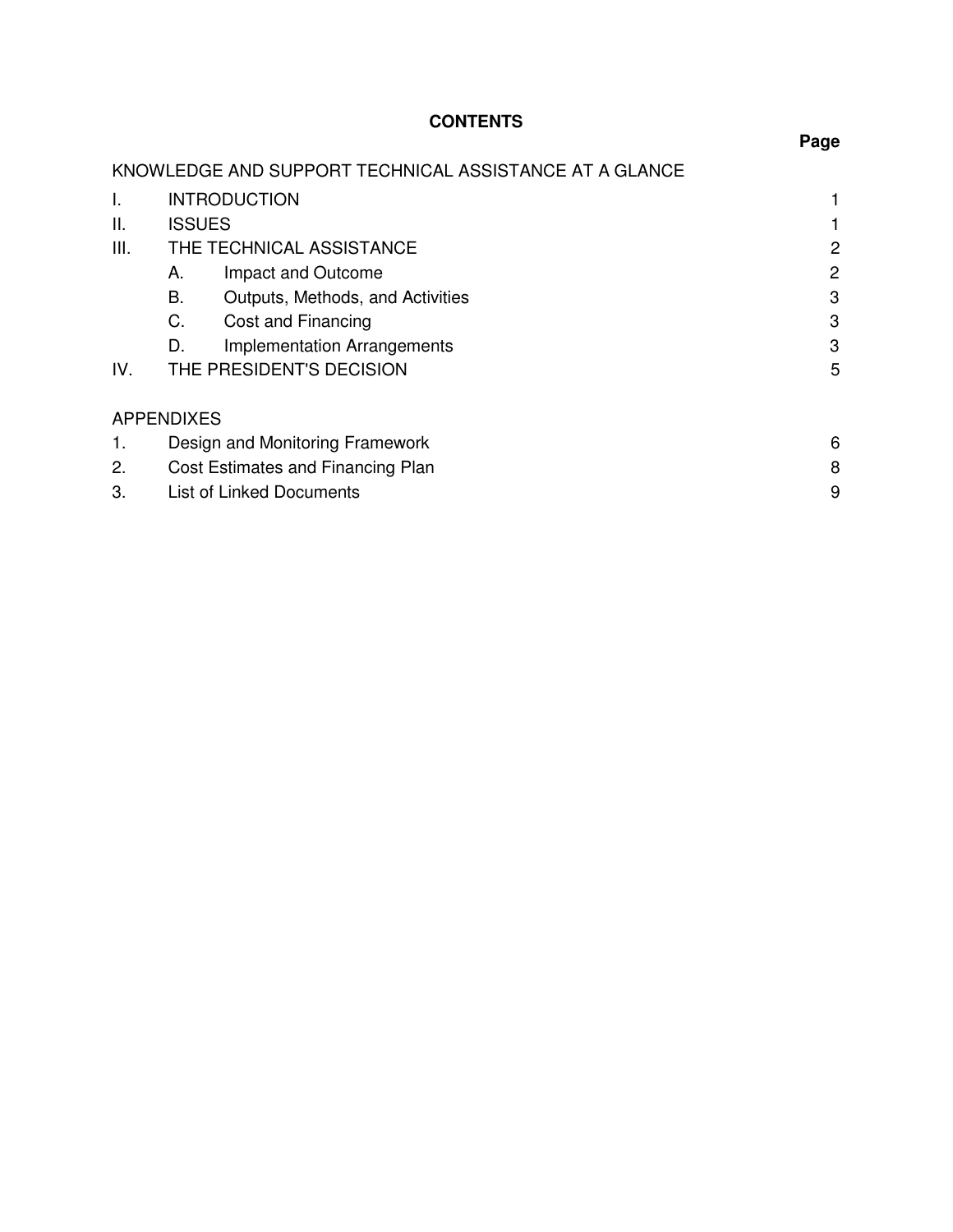# CONTENTS

| | | Page |
|---|---|---|
| KNOWLEDGE AND SUPPORT TECHNICAL ASSISTANCE AT A GLANCE | | |
| I. | INTRODUCTION | 1 |
| II. | ISSUES | 1 |
| III. | THE TECHNICAL ASSISTANCE | 2 |
| | A. Impact and Outcome | 2 |
| | B. Outputs, Methods, and Activities | 3 |
| | C. Cost and Financing | 3 |
| | D. Implementation Arrangements | 3 |
| IV. | THE PRESIDENT'S DECISION | 5 |

| APPENDIXES | | |
|---|---|---|
| 1. | Design and Monitoring Framework | 6 |
| 2. | Cost Estimates and Financing Plan | 8 |
| 3. | List of Linked Documents | 9 |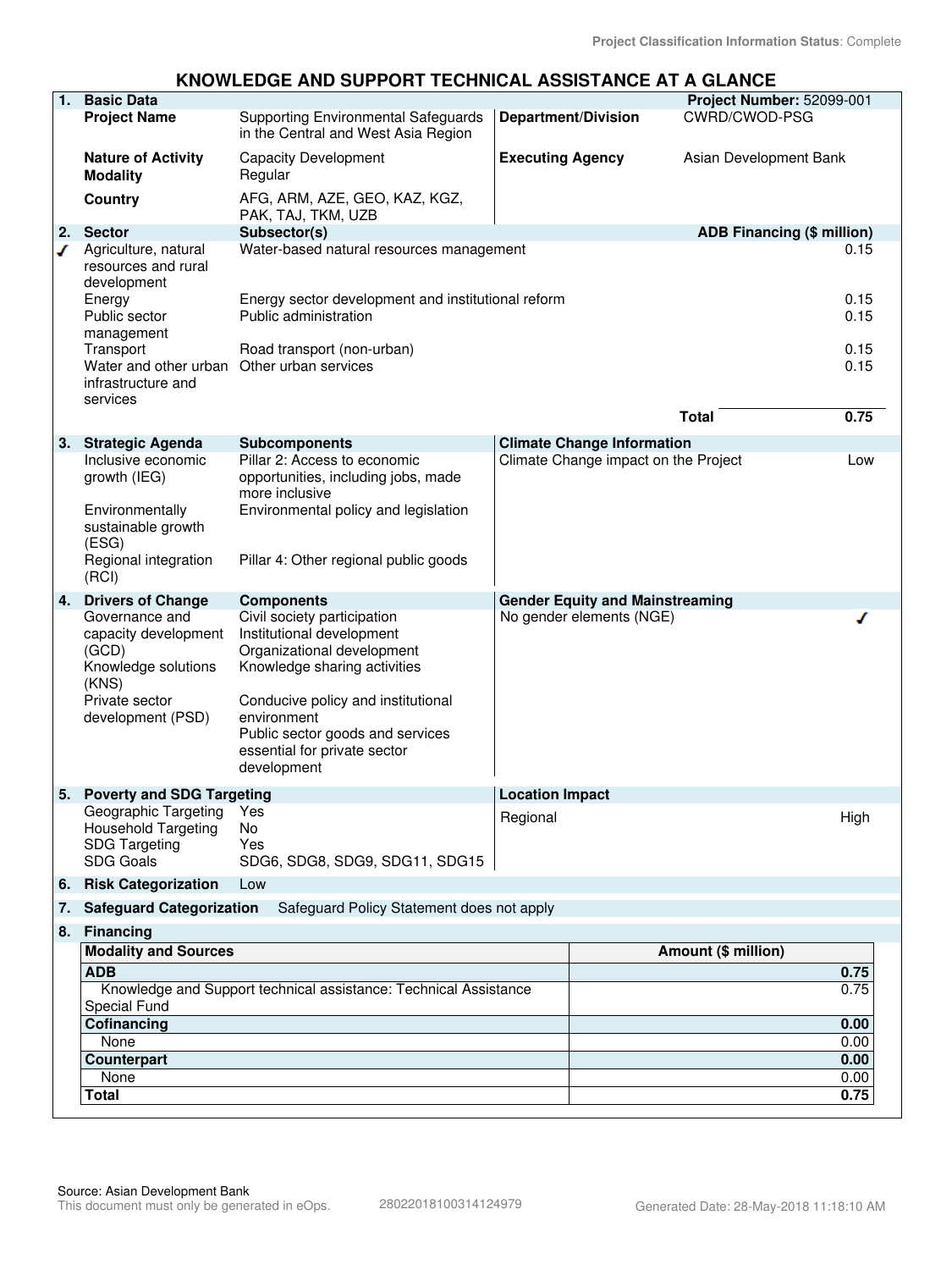Project Classification Information Status: Complete

# KNOWLEDGE AND SUPPORT TECHNICAL ASSISTANCE AT A GLANCE

## 1. Basic Data

**Project Number:** 52099-001

| | | | |
|---|---|---|---|
| **Project Name** | Supporting Environmental Safeguards in the Central and West Asia Region | **Department/Division** | CWRD/CWOD-PSG |
| **Nature of Activity** | Capacity Development | **Executing Agency** | Asian Development Bank |
| **Modality** | Regular | | |
| **Country** | AFG, ARM, AZE, GEO, KAZ, KGZ, PAK, TAJ, TKM, UZB | | |

## 2. Sector

| | Sector | Subsector(s) | ADB Financing ($ million) |
|---|---|---|---|
| ✓ | Agriculture, natural resources and rural development | Water-based natural resources management | 0.15 |
| | Energy | Energy sector development and institutional reform | 0.15 |
| | Public sector management | Public administration | 0.15 |
| | Transport | Road transport (non-urban) | 0.15 |
| | Water and other urban infrastructure and services | Other urban services | 0.15 |
| | | **Total** | **0.75** |

## 3. Strategic Agenda

| Strategic Agenda | Subcomponents |
|---|---|
| Inclusive economic growth (IEG) | Pillar 2: Access to economic opportunities, including jobs, made more inclusive |
| Environmentally sustainable growth (ESG) | Environmental policy and legislation |
| Regional integration (RCI) | Pillar 4: Other regional public goods |

**Climate Change Information**

| | |
|---|---|
| Climate Change impact on the Project | Low |

## 4. Drivers of Change

| Drivers of Change | Components |
|---|---|
| Governance and capacity development (GCD) | Civil society participation<br>Institutional development<br>Organizational development |
| Knowledge solutions (KNS) | Knowledge sharing activities |
| Private sector development (PSD) | Conducive policy and institutional environment<br>Public sector goods and services essential for private sector development |

**Gender Equity and Mainstreaming**

| | |
|---|---|
| No gender elements (NGE) | ✓ |

## 5. Poverty and SDG Targeting

| | |
|---|---|
| Geographic Targeting | Yes |
| Household Targeting | No |
| SDG Targeting | Yes |
| SDG Goals | SDG6, SDG8, SDG9, SDG11, SDG15 |

**Location Impact**

| | |
|---|---|
| Regional | High |

## 6. Risk Categorization

Low

## 7. Safeguard Categorization

Safeguard Policy Statement does not apply

## 8. Financing

| Modality and Sources | Amount ($ million) |
|---|---|
| **ADB** | **0.75** |
| Knowledge and Support technical assistance: Technical Assistance Special Fund | 0.75 |
| **Cofinancing** | **0.00** |
| None | 0.00 |
| **Counterpart** | **0.00** |
| None | 0.00 |
| **Total** | **0.75** |

Source: Asian Development Bank

This document must only be generated in eOps. 28022018100314124979 Generated Date: 28-May-2018 11:18:10 AM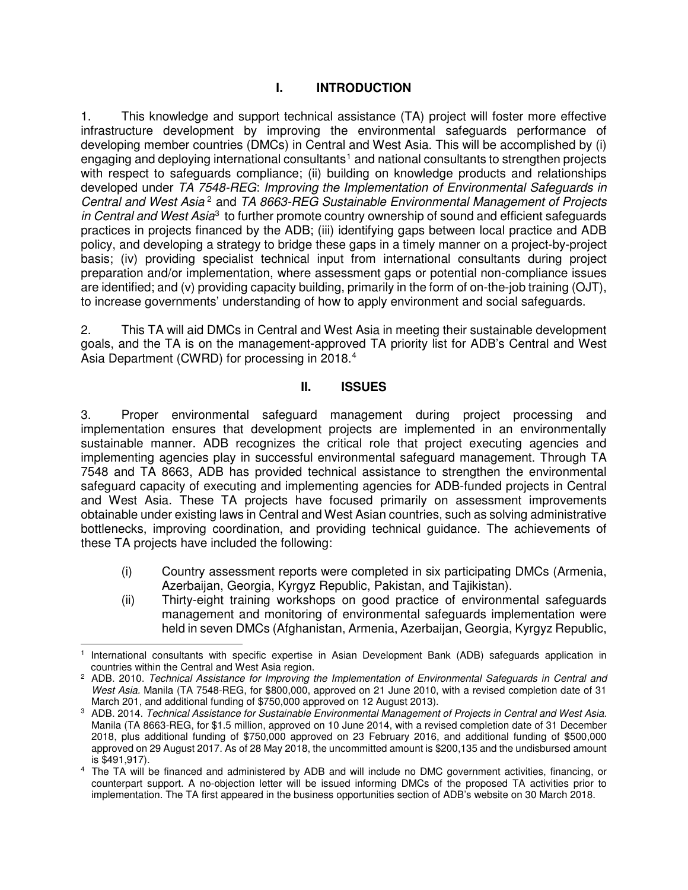# I. INTRODUCTION

1. This knowledge and support technical assistance (TA) project will foster more effective infrastructure development by improving the environmental safeguards performance of developing member countries (DMCs) in Central and West Asia. This will be accomplished by (i) engaging and deploying international consultants[1] and national consultants to strengthen projects with respect to safeguards compliance; (ii) building on knowledge products and relationships developed under *TA 7548-REG*: *Improving the Implementation of Environmental Safeguards in Central and West Asia*[2] and *TA 8663-REG Sustainable Environmental Management of Projects in Central and West Asia*[3] to further promote country ownership of sound and efficient safeguards practices in projects financed by the ADB; (iii) identifying gaps between local practice and ADB policy, and developing a strategy to bridge these gaps in a timely manner on a project-by-project basis; (iv) providing specialist technical input from international consultants during project preparation and/or implementation, where assessment gaps or potential non-compliance issues are identified; and (v) providing capacity building, primarily in the form of on-the-job training (OJT), to increase governments' understanding of how to apply environment and social safeguards.

2. This TA will aid DMCs in Central and West Asia in meeting their sustainable development goals, and the TA is on the management-approved TA priority list for ADB's Central and West Asia Department (CWRD) for processing in 2018.[4]

# II. ISSUES

3. Proper environmental safeguard management during project processing and implementation ensures that development projects are implemented in an environmentally sustainable manner. ADB recognizes the critical role that project executing agencies and implementing agencies play in successful environmental safeguard management. Through TA 7548 and TA 8663, ADB has provided technical assistance to strengthen the environmental safeguard capacity of executing and implementing agencies for ADB-funded projects in Central and West Asia. These TA projects have focused primarily on assessment improvements obtainable under existing laws in Central and West Asian countries, such as solving administrative bottlenecks, improving coordination, and providing technical guidance. The achievements of these TA projects have included the following:

(i) Country assessment reports were completed in six participating DMCs (Armenia, Azerbaijan, Georgia, Kyrgyz Republic, Pakistan, and Tajikistan).

(ii) Thirty-eight training workshops on good practice of environmental safeguards management and monitoring of environmental safeguards implementation were held in seven DMCs (Afghanistan, Armenia, Azerbaijan, Georgia, Kyrgyz Republic,

---

[1] International consultants with specific expertise in Asian Development Bank (ADB) safeguards application in countries within the Central and West Asia region.

[2] ADB. 2010. *Technical Assistance for Improving the Implementation of Environmental Safeguards in Central and West Asia.* Manila (TA 7548-REG, for $800,000, approved on 21 June 2010, with a revised completion date of 31 March 201, and additional funding of $750,000 approved on 12 August 2013).

[3] ADB. 2014. *Technical Assistance for Sustainable Environmental Management of Projects in Central and West Asia.* Manila (TA 8663-REG, for $1.5 million, approved on 10 June 2014, with a revised completion date of 31 December 2018, plus additional funding of $750,000 approved on 23 February 2016, and additional funding of $500,000 approved on 29 August 2017. As of 28 May 2018, the uncommitted amount is $200,135 and the undisbursed amount is $491,917).

[4] The TA will be financed and administered by ADB and will include no DMC government activities, financing, or counterpart support. A no-objection letter will be issued informing DMCs of the proposed TA activities prior to implementation. The TA first appeared in the business opportunities section of ADB's website on 30 March 2018.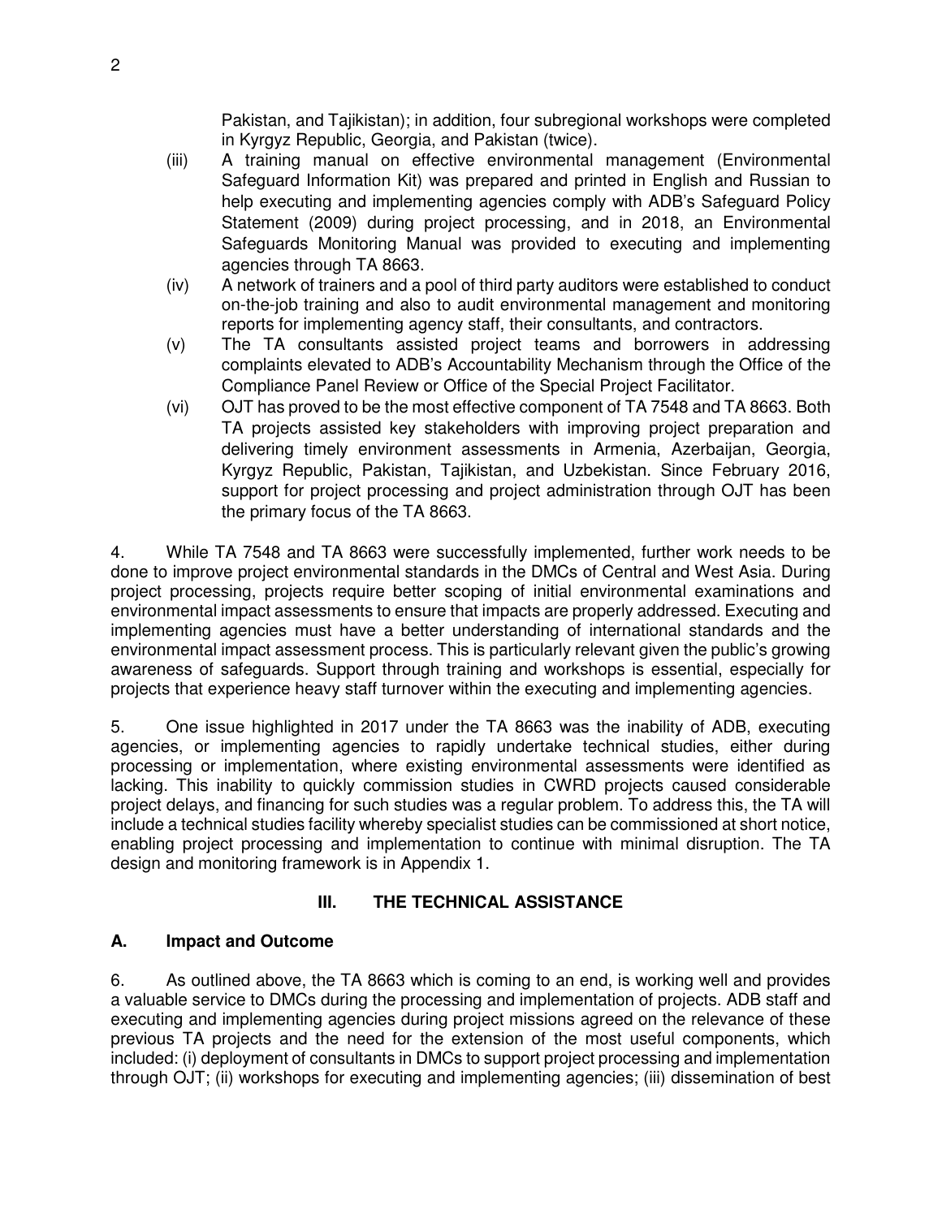Pakistan, and Tajikistan); in addition, four subregional workshops were completed in Kyrgyz Republic, Georgia, and Pakistan (twice).

(iii) A training manual on effective environmental management (Environmental Safeguard Information Kit) was prepared and printed in English and Russian to help executing and implementing agencies comply with ADB's Safeguard Policy Statement (2009) during project processing, and in 2018, an Environmental Safeguards Monitoring Manual was provided to executing and implementing agencies through TA 8663.

(iv) A network of trainers and a pool of third party auditors were established to conduct on-the-job training and also to audit environmental management and monitoring reports for implementing agency staff, their consultants, and contractors.

(v) The TA consultants assisted project teams and borrowers in addressing complaints elevated to ADB's Accountability Mechanism through the Office of the Compliance Panel Review or Office of the Special Project Facilitator.

(vi) OJT has proved to be the most effective component of TA 7548 and TA 8663. Both TA projects assisted key stakeholders with improving project preparation and delivering timely environment assessments in Armenia, Azerbaijan, Georgia, Kyrgyz Republic, Pakistan, Tajikistan, and Uzbekistan. Since February 2016, support for project processing and project administration through OJT has been the primary focus of the TA 8663.

4. While TA 7548 and TA 8663 were successfully implemented, further work needs to be done to improve project environmental standards in the DMCs of Central and West Asia. During project processing, projects require better scoping of initial environmental examinations and environmental impact assessments to ensure that impacts are properly addressed. Executing and implementing agencies must have a better understanding of international standards and the environmental impact assessment process. This is particularly relevant given the public's growing awareness of safeguards. Support through training and workshops is essential, especially for projects that experience heavy staff turnover within the executing and implementing agencies.

5. One issue highlighted in 2017 under the TA 8663 was the inability of ADB, executing agencies, or implementing agencies to rapidly undertake technical studies, either during processing or implementation, where existing environmental assessments were identified as lacking. This inability to quickly commission studies in CWRD projects caused considerable project delays, and financing for such studies was a regular problem. To address this, the TA will include a technical studies facility whereby specialist studies can be commissioned at short notice, enabling project processing and implementation to continue with minimal disruption. The TA design and monitoring framework is in Appendix 1.

## III. THE TECHNICAL ASSISTANCE

### A. Impact and Outcome

6. As outlined above, the TA 8663 which is coming to an end, is working well and provides a valuable service to DMCs during the processing and implementation of projects. ADB staff and executing and implementing agencies during project missions agreed on the relevance of these previous TA projects and the need for the extension of the most useful components, which included: (i) deployment of consultants in DMCs to support project processing and implementation through OJT; (ii) workshops for executing and implementing agencies; (iii) dissemination of best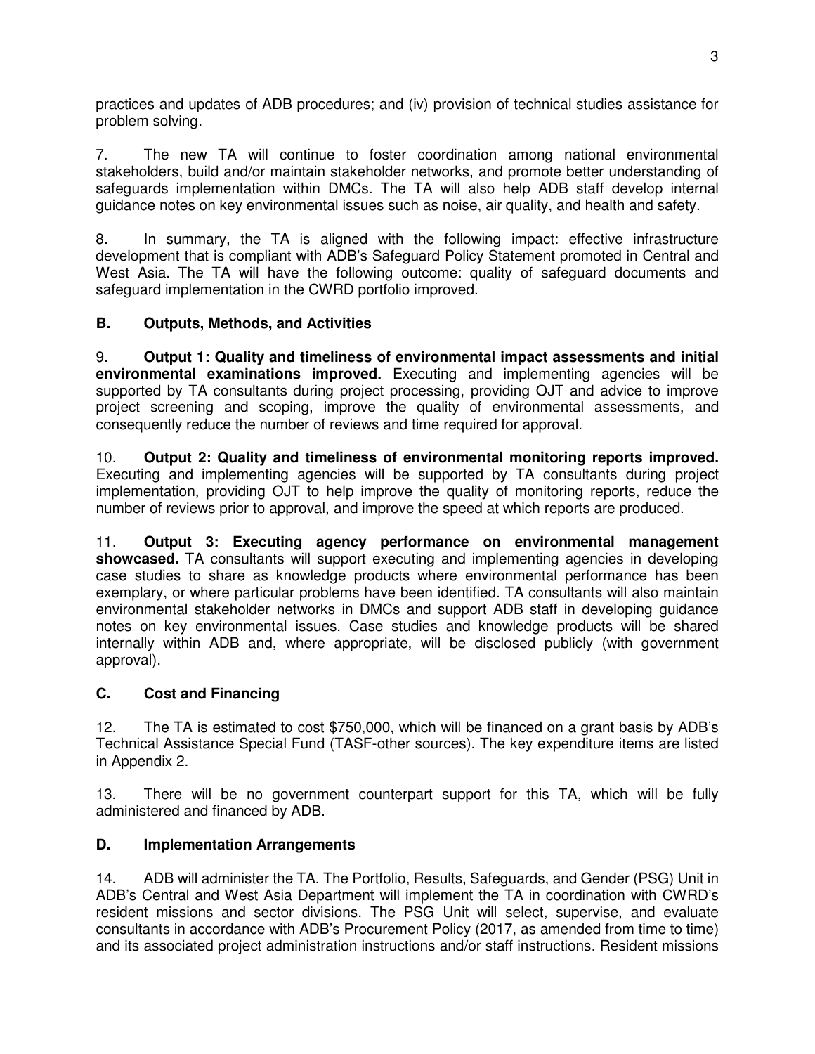practices and updates of ADB procedures; and (iv) provision of technical studies assistance for problem solving.

7. The new TA will continue to foster coordination among national environmental stakeholders, build and/or maintain stakeholder networks, and promote better understanding of safeguards implementation within DMCs. The TA will also help ADB staff develop internal guidance notes on key environmental issues such as noise, air quality, and health and safety.

8. In summary, the TA is aligned with the following impact: effective infrastructure development that is compliant with ADB's Safeguard Policy Statement promoted in Central and West Asia. The TA will have the following outcome: quality of safeguard documents and safeguard implementation in the CWRD portfolio improved.

### B. Outputs, Methods, and Activities

9. **Output 1: Quality and timeliness of environmental impact assessments and initial environmental examinations improved.** Executing and implementing agencies will be supported by TA consultants during project processing, providing OJT and advice to improve project screening and scoping, improve the quality of environmental assessments, and consequently reduce the number of reviews and time required for approval.

10. **Output 2: Quality and timeliness of environmental monitoring reports improved.** Executing and implementing agencies will be supported by TA consultants during project implementation, providing OJT to help improve the quality of monitoring reports, reduce the number of reviews prior to approval, and improve the speed at which reports are produced.

11. **Output 3: Executing agency performance on environmental management showcased.** TA consultants will support executing and implementing agencies in developing case studies to share as knowledge products where environmental performance has been exemplary, or where particular problems have been identified. TA consultants will also maintain environmental stakeholder networks in DMCs and support ADB staff in developing guidance notes on key environmental issues. Case studies and knowledge products will be shared internally within ADB and, where appropriate, will be disclosed publicly (with government approval).

### C. Cost and Financing

12. The TA is estimated to cost $750,000, which will be financed on a grant basis by ADB's Technical Assistance Special Fund (TASF-other sources). The key expenditure items are listed in Appendix 2.

13. There will be no government counterpart support for this TA, which will be fully administered and financed by ADB.

### D. Implementation Arrangements

14. ADB will administer the TA. The Portfolio, Results, Safeguards, and Gender (PSG) Unit in ADB's Central and West Asia Department will implement the TA in coordination with CWRD's resident missions and sector divisions. The PSG Unit will select, supervise, and evaluate consultants in accordance with ADB's Procurement Policy (2017, as amended from time to time) and its associated project administration instructions and/or staff instructions. Resident missions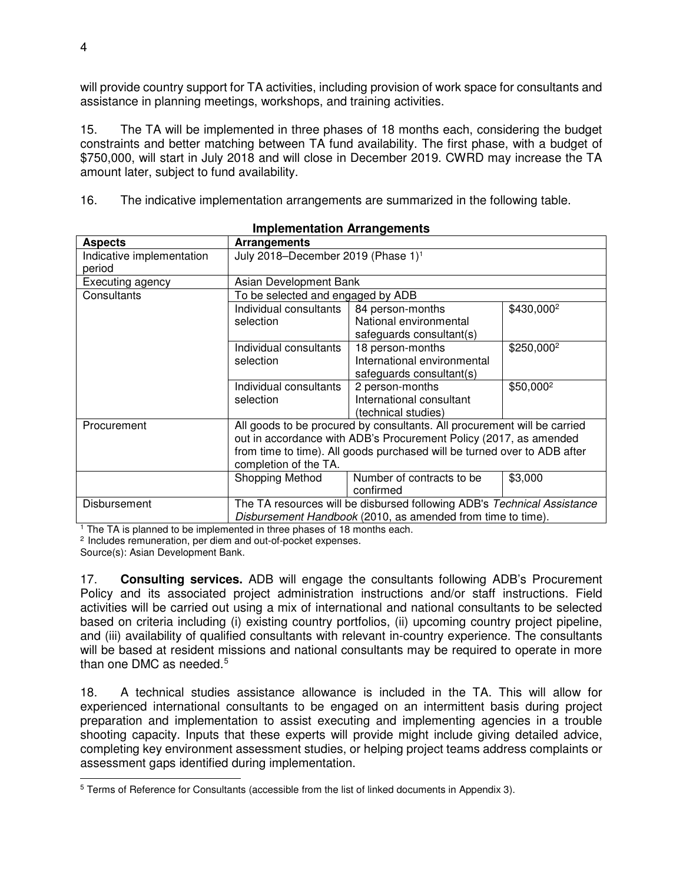will provide country support for TA activities, including provision of work space for consultants and assistance in planning meetings, workshops, and training activities.

15. The TA will be implemented in three phases of 18 months each, considering the budget constraints and better matching between TA fund availability. The first phase, with a budget of $750,000, will start in July 2018 and will close in December 2019. CWRD may increase the TA amount later, subject to fund availability.

16. The indicative implementation arrangements are summarized in the following table.

**Implementation Arrangements**

| Aspects | Arrangements | | |
|---|---|---|---|
| Indicative implementation period | July 2018–December 2019 (Phase 1)[1] | | |
| Executing agency | Asian Development Bank | | |
| Consultants | To be selected and engaged by ADB | | |
| | Individual consultants selection | 84 person-months National environmental safeguards consultant(s) | $430,000[2] |
| | Individual consultants selection | 18 person-months International environmental safeguards consultant(s) | $250,000[2] |
| | Individual consultants selection | 2 person-months International consultant (technical studies) | $50,000[2] |
| Procurement | All goods to be procured by consultants. All procurement will be carried out in accordance with ADB's Procurement Policy (2017, as amended from time to time). All goods purchased will be turned over to ADB after completion of the TA. | | |
| | Shopping Method | Number of contracts to be confirmed | $3,000 |
| Disbursement | The TA resources will be disbursed following ADB's *Technical Assistance Disbursement Handbook* (2010, as amended from time to time). | | |

[1] The TA is planned to be implemented in three phases of 18 months each.
[2] Includes remuneration, per diem and out-of-pocket expenses.
Source(s): Asian Development Bank.

17. **Consulting services.** ADB will engage the consultants following ADB's Procurement Policy and its associated project administration instructions and/or staff instructions. Field activities will be carried out using a mix of international and national consultants to be selected based on criteria including (i) existing country portfolios, (ii) upcoming country project pipeline, and (iii) availability of qualified consultants with relevant in-country experience. The consultants will be based at resident missions and national consultants may be required to operate in more than one DMC as needed.[5]

18. A technical studies assistance allowance is included in the TA. This will allow for experienced international consultants to be engaged on an intermittent basis during project preparation and implementation to assist executing and implementing agencies in a trouble shooting capacity. Inputs that these experts will provide might include giving detailed advice, completing key environment assessment studies, or helping project teams address complaints or assessment gaps identified during implementation.

[5] Terms of Reference for Consultants (accessible from the list of linked documents in Appendix 3).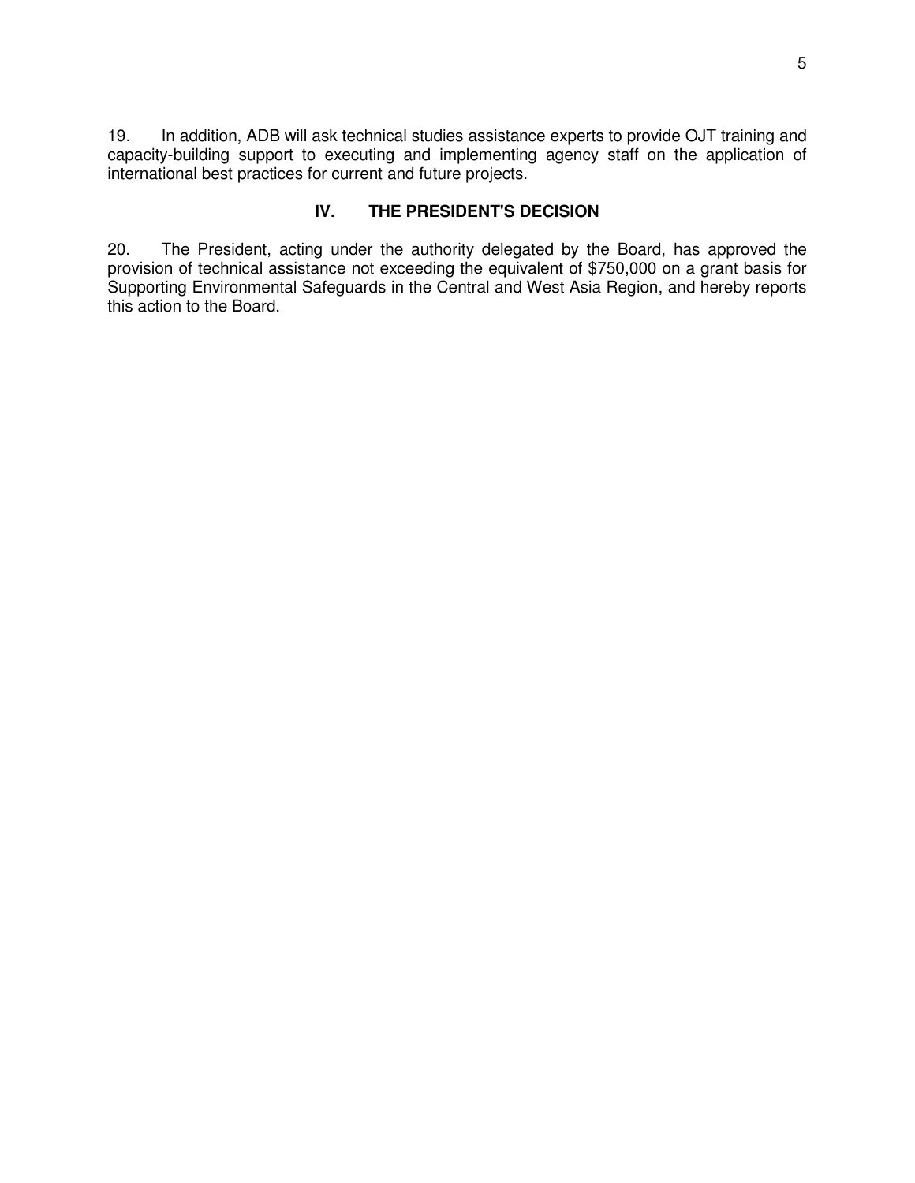19. In addition, ADB will ask technical studies assistance experts to provide OJT training and capacity-building support to executing and implementing agency staff on the application of international best practices for current and future projects.

## IV. THE PRESIDENT'S DECISION

20. The President, acting under the authority delegated by the Board, has approved the provision of technical assistance not exceeding the equivalent of $750,000 on a grant basis for Supporting Environmental Safeguards in the Central and West Asia Region, and hereby reports this action to the Board.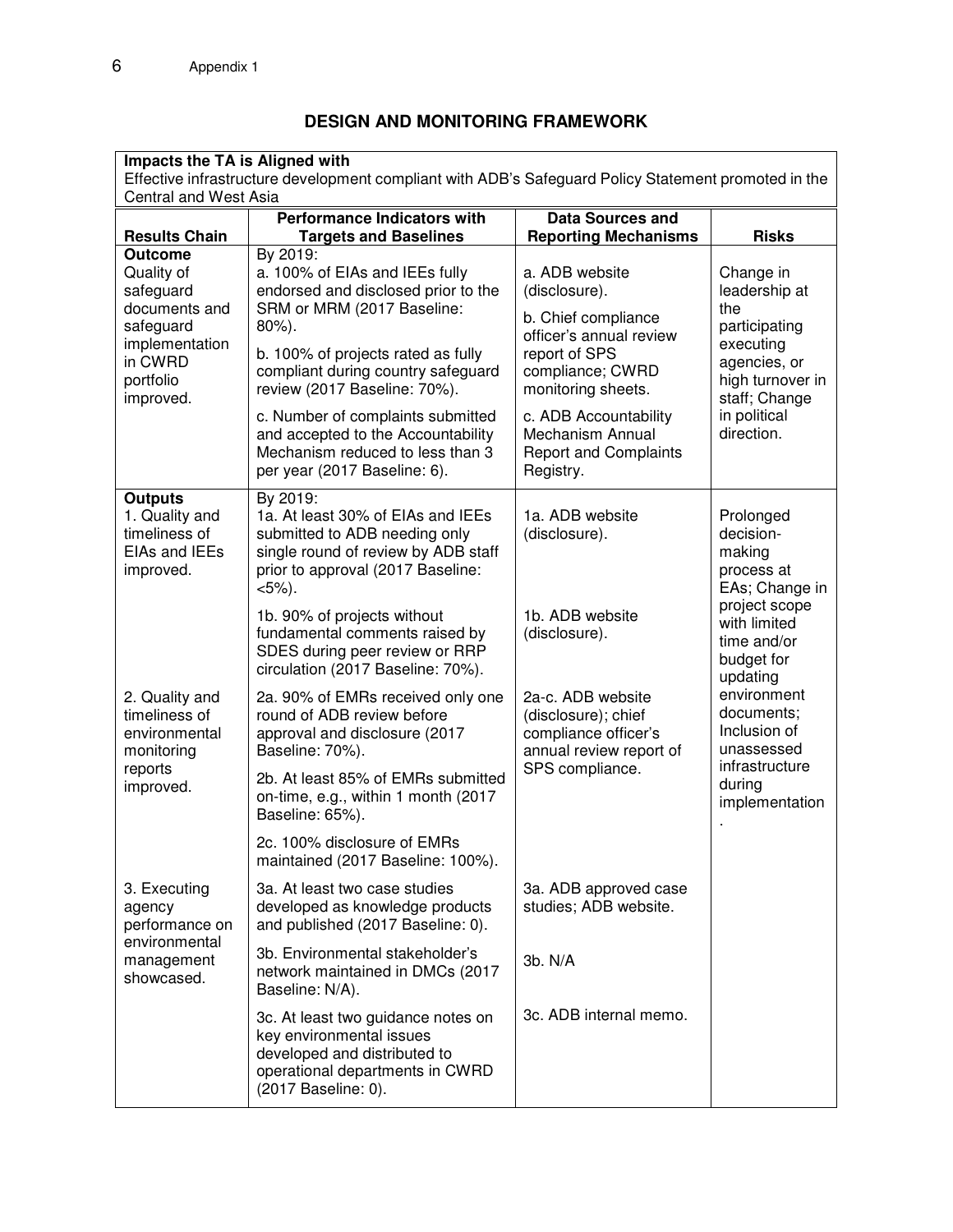Appendix 1

## DESIGN AND MONITORING FRAMEWORK

**Impacts the TA is Aligned with**

Effective infrastructure development compliant with ADB's Safeguard Policy Statement promoted in the Central and West Asia

| Results Chain | Performance Indicators with Targets and Baselines | Data Sources and Reporting Mechanisms | Risks |
|---|---|---|---|
| **Outcome**<br>Quality of safeguard documents and safeguard implementation in CWRD portfolio improved. | By 2019:<br>a. 100% of EIAs and IEEs fully endorsed and disclosed prior to the SRM or MRM (2017 Baseline: 80%).<br>b. 100% of projects rated as fully compliant during country safeguard review (2017 Baseline: 70%).<br>c. Number of complaints submitted and accepted to the Accountability Mechanism reduced to less than 3 per year (2017 Baseline: 6). | a. ADB website (disclosure).<br>b. Chief compliance officer's annual review report of SPS compliance; CWRD monitoring sheets.<br>c. ADB Accountability Mechanism Annual Report and Complaints Registry. | Change in leadership at the participating executing agencies, or high turnover in staff; Change in political direction. |
| **Outputs**<br>1. Quality and timeliness of EIAs and IEEs improved. | By 2019:<br>1a. At least 30% of EIAs and IEEs submitted to ADB needing only single round of review by ADB staff prior to approval (2017 Baseline: <5%).<br>1b. 90% of projects without fundamental comments raised by SDES during peer review or RRP circulation (2017 Baseline: 70%). | 1a. ADB website (disclosure).<br>1b. ADB website (disclosure). | Prolonged decision-making process at EAs; Change in project scope with limited time and/or budget for updating environment documents; Inclusion of unassessed infrastructure during implementation. |
| 2. Quality and timeliness of environmental monitoring reports improved. | 2a. 90% of EMRs received only one round of ADB review before approval and disclosure (2017 Baseline: 70%).<br>2b. At least 85% of EMRs submitted on-time, e.g., within 1 month (2017 Baseline: 65%).<br>2c. 100% disclosure of EMRs maintained (2017 Baseline: 100%). | 2a-c. ADB website (disclosure); chief compliance officer's annual review report of SPS compliance. | |
| 3. Executing agency performance on environmental management showcased. | 3a. At least two case studies developed as knowledge products and published (2017 Baseline: 0).<br>3b. Environmental stakeholder's network maintained in DMCs (2017 Baseline: N/A).<br>3c. At least two guidance notes on key environmental issues developed and distributed to operational departments in CWRD (2017 Baseline: 0). | 3a. ADB approved case studies; ADB website.<br>3b. N/A<br>3c. ADB internal memo. | |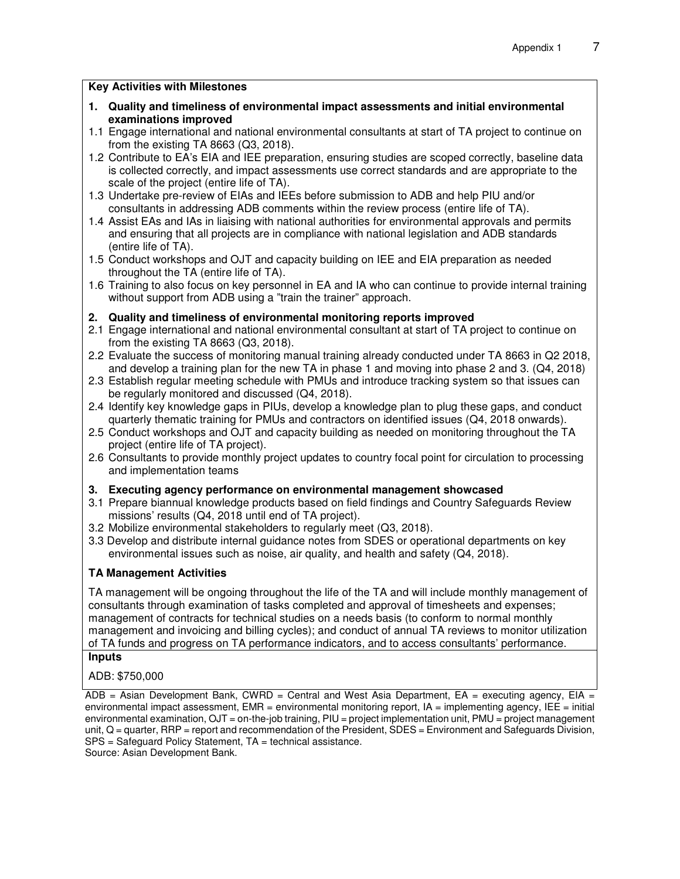**Key Activities with Milestones**

**1. Quality and timeliness of environmental impact assessments and initial environmental examinations improved**

1.1 Engage international and national environmental consultants at start of TA project to continue on from the existing TA 8663 (Q3, 2018).

1.2 Contribute to EA's EIA and IEE preparation, ensuring studies are scoped correctly, baseline data is collected correctly, and impact assessments use correct standards and are appropriate to the scale of the project (entire life of TA).

1.3 Undertake pre-review of EIAs and IEEs before submission to ADB and help PIU and/or consultants in addressing ADB comments within the review process (entire life of TA).

1.4 Assist EAs and IAs in liaising with national authorities for environmental approvals and permits and ensuring that all projects are in compliance with national legislation and ADB standards (entire life of TA).

1.5 Conduct workshops and OJT and capacity building on IEE and EIA preparation as needed throughout the TA (entire life of TA).

1.6 Training to also focus on key personnel in EA and IA who can continue to provide internal training without support from ADB using a "train the trainer" approach.

**2. Quality and timeliness of environmental monitoring reports improved**

2.1 Engage international and national environmental consultant at start of TA project to continue on from the existing TA 8663 (Q3, 2018).

2.2 Evaluate the success of monitoring manual training already conducted under TA 8663 in Q2 2018, and develop a training plan for the new TA in phase 1 and moving into phase 2 and 3. (Q4, 2018)

2.3 Establish regular meeting schedule with PMUs and introduce tracking system so that issues can be regularly monitored and discussed (Q4, 2018).

2.4 Identify key knowledge gaps in PIUs, develop a knowledge plan to plug these gaps, and conduct quarterly thematic training for PMUs and contractors on identified issues (Q4, 2018 onwards).

2.5 Conduct workshops and OJT and capacity building as needed on monitoring throughout the TA project (entire life of TA project).

2.6 Consultants to provide monthly project updates to country focal point for circulation to processing and implementation teams

**3. Executing agency performance on environmental management showcased**

3.1 Prepare biannual knowledge products based on field findings and Country Safeguards Review missions' results (Q4, 2018 until end of TA project).

3.2 Mobilize environmental stakeholders to regularly meet (Q3, 2018).

3.3 Develop and distribute internal guidance notes from SDES or operational departments on key environmental issues such as noise, air quality, and health and safety (Q4, 2018).

**TA Management Activities**

TA management will be ongoing throughout the life of the TA and will include monthly management of consultants through examination of tasks completed and approval of timesheets and expenses; management of contracts for technical studies on a needs basis (to conform to normal monthly management and invoicing and billing cycles); and conduct of annual TA reviews to monitor utilization of TA funds and progress on TA performance indicators, and to access consultants' performance.

**Inputs**

ADB: $750,000

ADB = Asian Development Bank, CWRD = Central and West Asia Department, EA = executing agency, EIA = environmental impact assessment, EMR = environmental monitoring report, IA = implementing agency, IEE = initial environmental examination, OJT = on-the-job training, PIU = project implementation unit, PMU = project management unit, Q = quarter, RRP = report and recommendation of the President, SDES = Environment and Safeguards Division, SPS = Safeguard Policy Statement, TA = technical assistance.

Source: Asian Development Bank.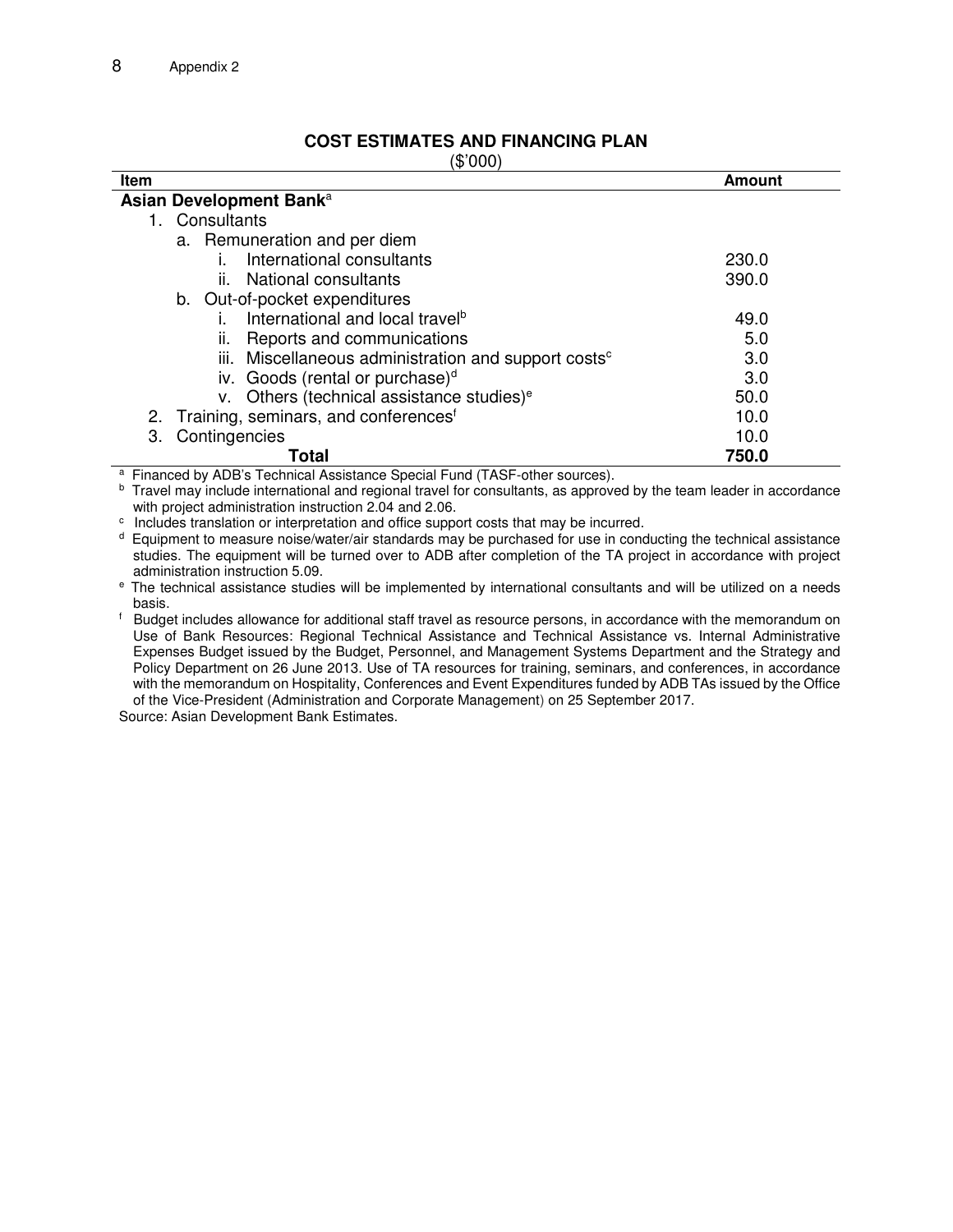## COST ESTIMATES AND FINANCING PLAN

($'000)

| Item | Amount |
|---|---|
| **Asian Development Bank**[a] | |
| 1. Consultants | |
| a. Remuneration and per diem | |
| i. International consultants | 230.0 |
| ii. National consultants | 390.0 |
| b. Out-of-pocket expenditures | |
| i. International and local travel[b] | 49.0 |
| ii. Reports and communications | 5.0 |
| iii. Miscellaneous administration and support costs[c] | 3.0 |
| iv. Goods (rental or purchase)[d] | 3.0 |
| v. Others (technical assistance studies)[e] | 50.0 |
| 2. Training, seminars, and conferences[f] | 10.0 |
| 3. Contingencies | 10.0 |
| **Total** | **750.0** |

[a] Financed by ADB's Technical Assistance Special Fund (TASF-other sources).

[b] Travel may include international and regional travel for consultants, as approved by the team leader in accordance with project administration instruction 2.04 and 2.06.

[c] Includes translation or interpretation and office support costs that may be incurred.

[d] Equipment to measure noise/water/air standards may be purchased for use in conducting the technical assistance studies. The equipment will be turned over to ADB after completion of the TA project in accordance with project administration instruction 5.09.

[e] The technical assistance studies will be implemented by international consultants and will be utilized on a needs basis.

[f] Budget includes allowance for additional staff travel as resource persons, in accordance with the memorandum on Use of Bank Resources: Regional Technical Assistance and Technical Assistance vs. Internal Administrative Expenses Budget issued by the Budget, Personnel, and Management Systems Department and the Strategy and Policy Department on 26 June 2013. Use of TA resources for training, seminars, and conferences, in accordance with the memorandum on Hospitality, Conferences and Event Expenditures funded by ADB TAs issued by the Office of the Vice-President (Administration and Corporate Management) on 25 September 2017.

Source: Asian Development Bank Estimates.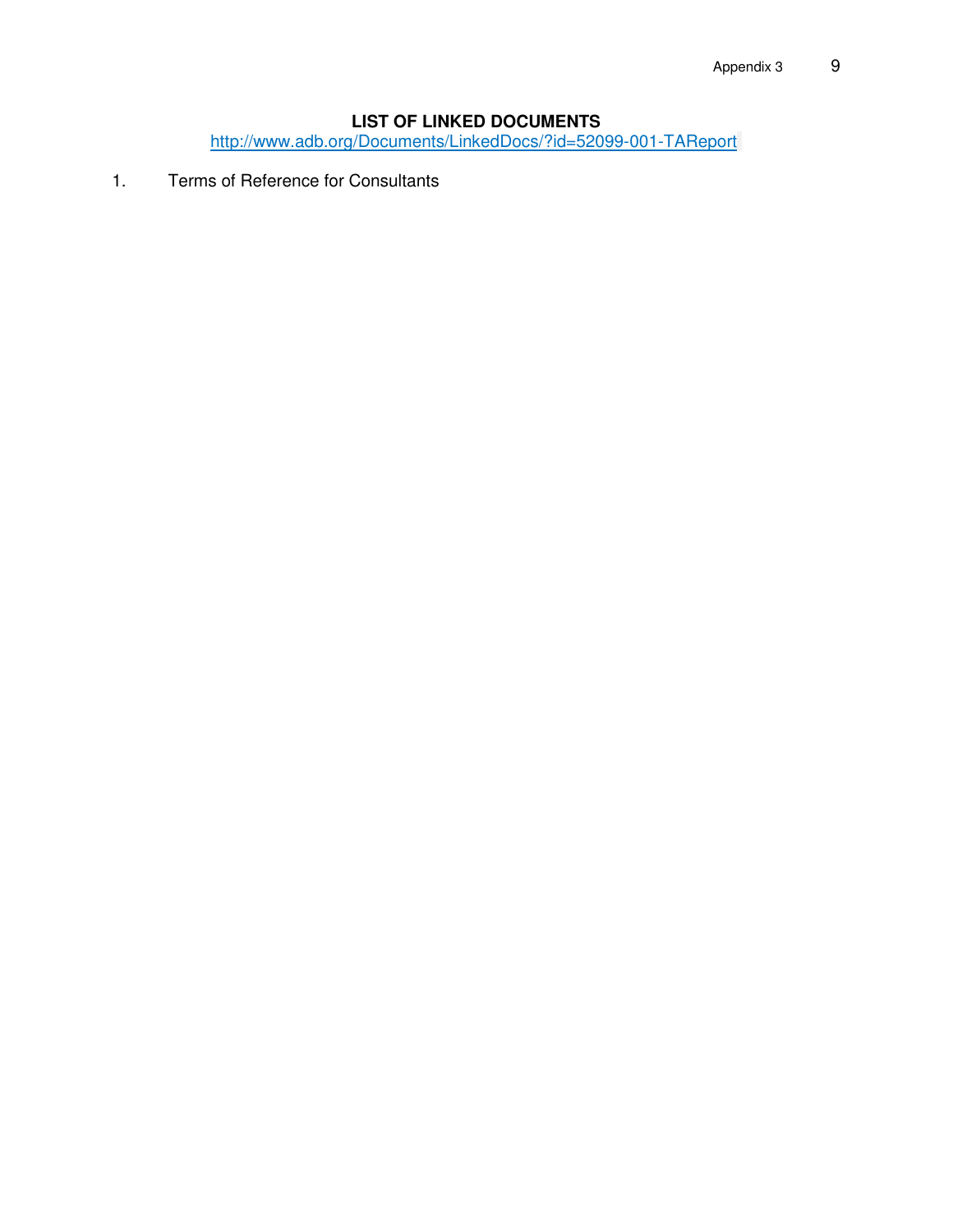## LIST OF LINKED DOCUMENTS

http://www.adb.org/Documents/LinkedDocs/?id=52099-001-TAReport

1. Terms of Reference for Consultants